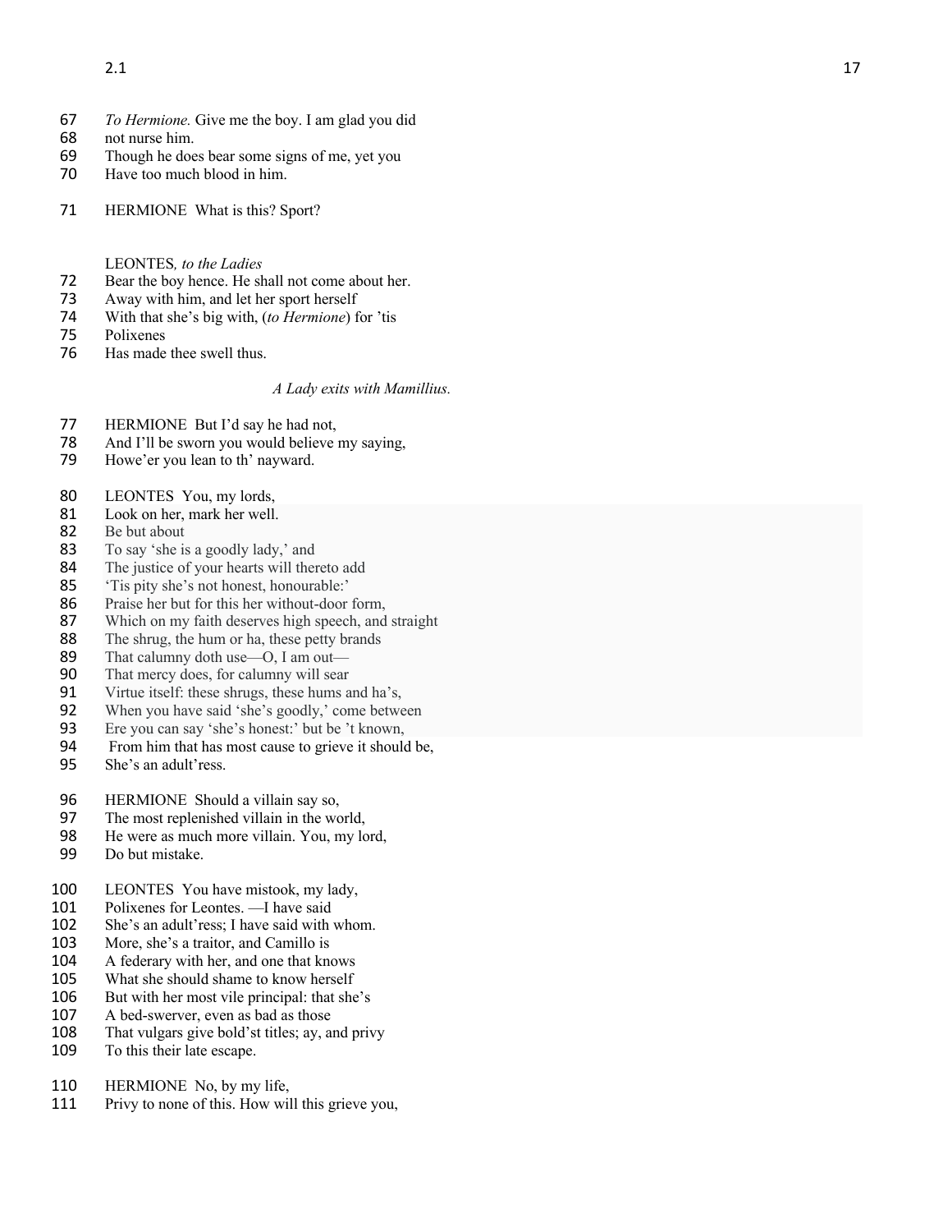67 *To Hermione.* Give me the boy. I am glad you did
68 not nurse him.
69 Though he does bear some signs of me, yet you
70 Have too much blood in him.

71 HERMIONE What is this? Sport?

LEONTES*, to the Ladies*
72 Bear the boy hence. He shall not come about her.
73 Away with him, and let her sport herself
74 With that she's big with, (*to Hermione*) for 'tis
75 Polixenes
76 Has made thee swell thus.

*A Lady exits with Mamillius.*

77 HERMIONE But I'd say he had not,
78 And I'll be sworn you would believe my saying,
79 Howe'er you lean to th' nayward.

80 LEONTES You, my lords,
81 Look on her, mark her well.
82 Be but about
83 To say 'she is a goodly lady,' and
84 The justice of your hearts will thereto add
85 'Tis pity she's not honest, honourable:'
86 Praise her but for this her without-door form,
87 Which on my faith deserves high speech, and straight
88 The shrug, the hum or ha, these petty brands
89 That calumny doth use—O, I am out—
90 That mercy does, for calumny will sear
91 Virtue itself: these shrugs, these hums and ha's,
92 When you have said 'she's goodly,' come between
93 Ere you can say 'she's honest:' but be 't known,
94 From him that has most cause to grieve it should be,
95 She's an adult'ress.

96 HERMIONE Should a villain say so,
97 The most replenished villain in the world,
98 He were as much more villain. You, my lord,
99 Do but mistake.

100 LEONTES You have mistook, my lady,
101 Polixenes for Leontes. —I have said
102 She's an adult'ress; I have said with whom.
103 More, she's a traitor, and Camillo is
104 A federary with her, and one that knows
105 What she should shame to know herself
106 But with her most vile principal: that she's
107 A bed-swerver, even as bad as those
108 That vulgars give bold'st titles; ay, and privy
109 To this their late escape.

110 HERMIONE No, by my life,
111 Privy to none of this. How will this grieve you,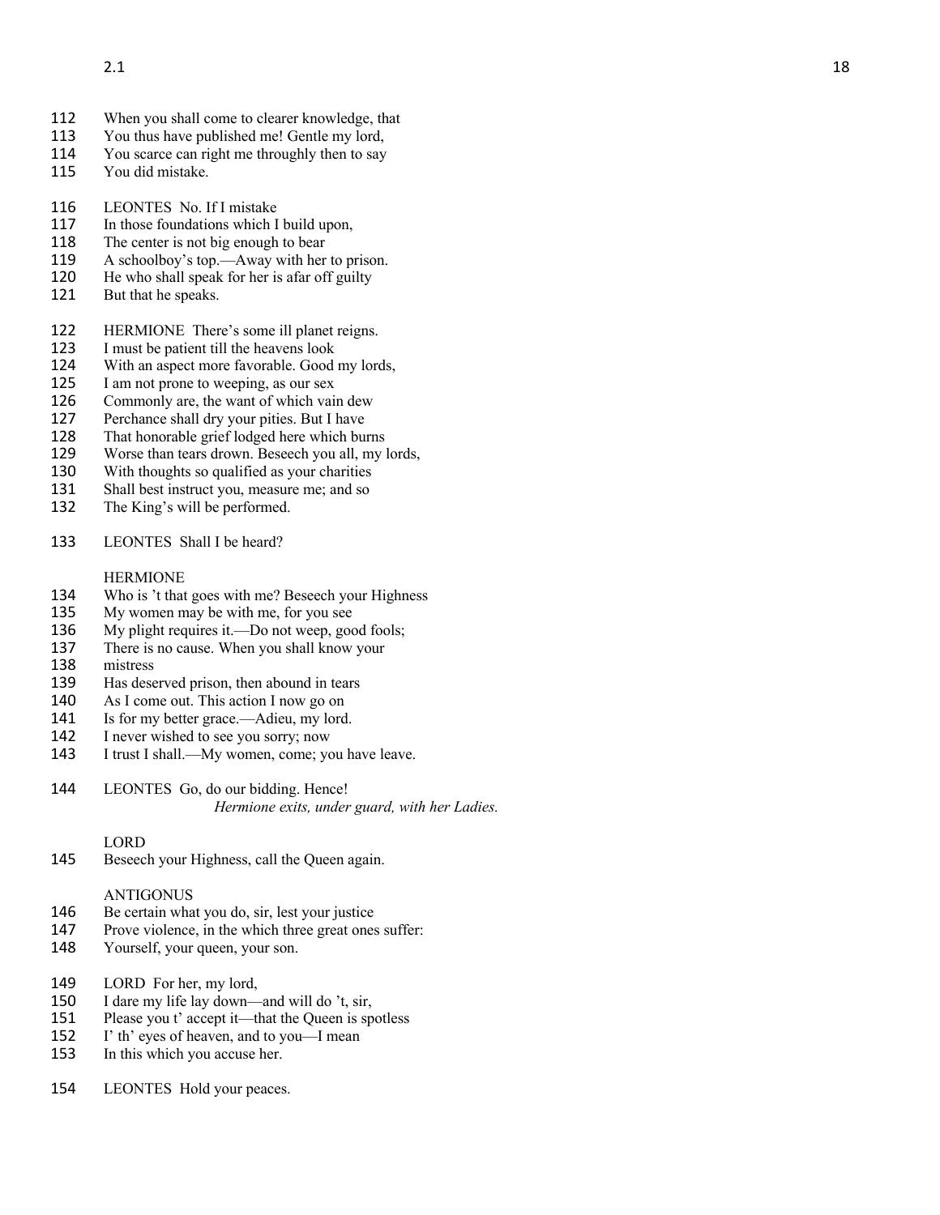112 When you shall come to clearer knowledge, that
113 You thus have published me! Gentle my lord,
114 You scarce can right me throughly then to say
115 You did mistake.

116 LEONTES No. If I mistake
117 In those foundations which I build upon,
118 The center is not big enough to bear
119 A schoolboy's top.—Away with her to prison.
120 He who shall speak for her is afar off guilty
121 But that he speaks.

122 HERMIONE There's some ill planet reigns.
123 I must be patient till the heavens look
124 With an aspect more favorable. Good my lords,
125 I am not prone to weeping, as our sex
126 Commonly are, the want of which vain dew
127 Perchance shall dry your pities. But I have
128 That honorable grief lodged here which burns
129 Worse than tears drown. Beseech you all, my lords,
130 With thoughts so qualified as your charities
131 Shall best instruct you, measure me; and so
132 The King's will be performed.

133 LEONTES Shall I be heard?

HERMIONE
134 Who is 't that goes with me? Beseech your Highness
135 My women may be with me, for you see
136 My plight requires it.—Do not weep, good fools;
137 There is no cause. When you shall know your
138 mistress
139 Has deserved prison, then abound in tears
140 As I come out. This action I now go on
141 Is for my better grace.—Adieu, my lord.
142 I never wished to see you sorry; now
143 I trust I shall.—My women, come; you have leave.

144 LEONTES Go, do our bidding. Hence!

*Hermione exits, under guard, with her Ladies.*

LORD
145 Beseech your Highness, call the Queen again.

ANTIGONUS
146 Be certain what you do, sir, lest your justice
147 Prove violence, in the which three great ones suffer:
148 Yourself, your queen, your son.

149 LORD For her, my lord,
150 I dare my life lay down—and will do 't, sir,
151 Please you t' accept it—that the Queen is spotless
152 I' th' eyes of heaven, and to you—I mean
153 In this which you accuse her.

154 LEONTES Hold your peaces.